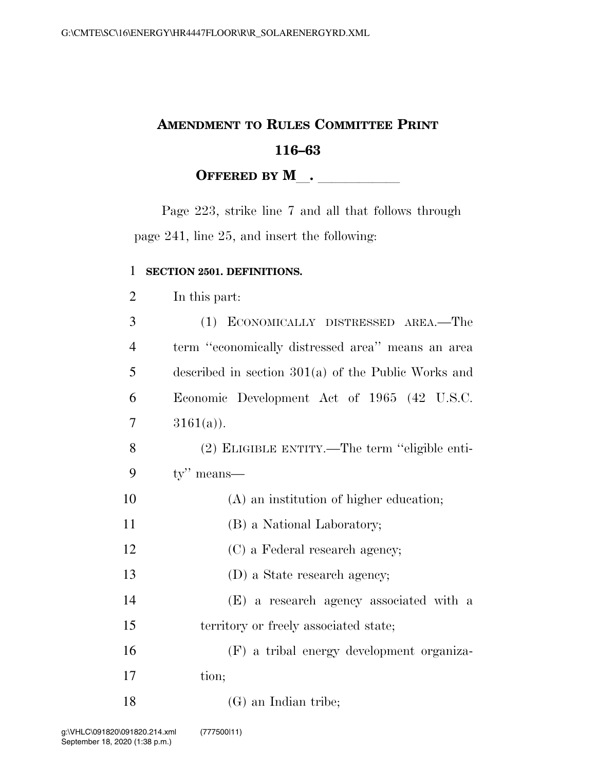# AMENDMENT TO RULES COMMITTEE PRINT 116–63

## OFFERED BY M__. ___________

Page 223, strike line 7 and all that follows through page 241, line 25, and insert the following:

**SECTION 2501. DEFINITIONS.**

In this part:

(1) ECONOMICALLY DISTRESSED AREA.—The term ''economically distressed area'' means an area described in section 301(a) of the Public Works and Economic Development Act of 1965 (42 U.S.C. 3161(a)).

(2) ELIGIBLE ENTITY.—The term ''eligible entity'' means—

(A) an institution of higher education;

(B) a National Laboratory;

(C) a Federal research agency;

(D) a State research agency;

(E) a research agency associated with a territory or freely associated state;

(F) a tribal energy development organization;

(G) an Indian tribe;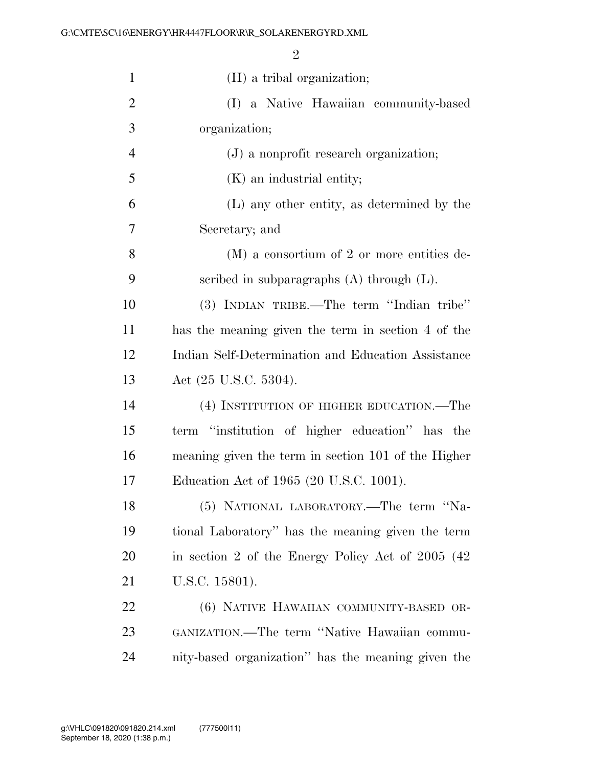(H) a tribal organization;

(I) a Native Hawaiian community-based organization;

(J) a nonprofit research organization;

(K) an industrial entity;

(L) any other entity, as determined by the Secretary; and

(M) a consortium of 2 or more entities described in subparagraphs (A) through (L).

(3) INDIAN TRIBE.—The term "Indian tribe" has the meaning given the term in section 4 of the Indian Self-Determination and Education Assistance Act (25 U.S.C. 5304).

(4) INSTITUTION OF HIGHER EDUCATION.—The term "institution of higher education" has the meaning given the term in section 101 of the Higher Education Act of 1965 (20 U.S.C. 1001).

(5) NATIONAL LABORATORY.—The term "National Laboratory" has the meaning given the term in section 2 of the Energy Policy Act of 2005 (42 U.S.C. 15801).

(6) NATIVE HAWAIIAN COMMUNITY-BASED ORGANIZATION.—The term "Native Hawaiian community-based organization" has the meaning given the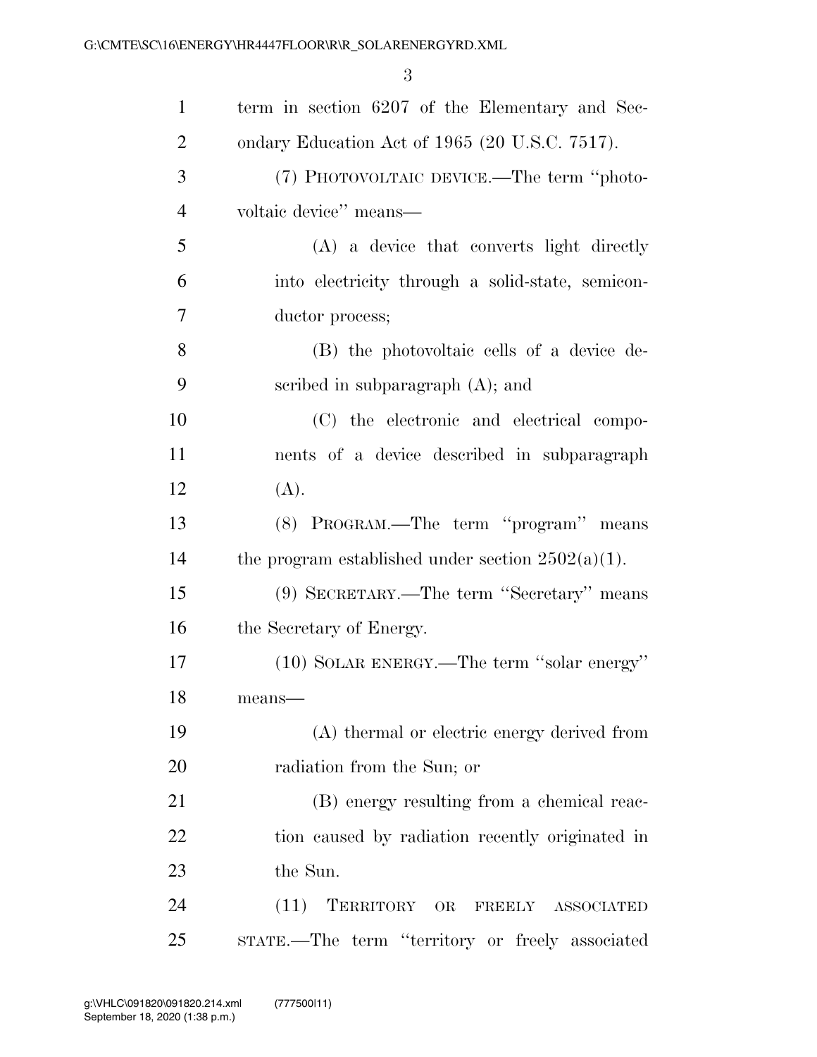term in section 6207 of the Elementary and Secondary Education Act of 1965 (20 U.S.C. 7517).

(7) PHOTOVOLTAIC DEVICE.—The term ''photovoltaic device'' means—

(A) a device that converts light directly into electricity through a solid-state, semiconductor process;

(B) the photovoltaic cells of a device described in subparagraph (A); and

(C) the electronic and electrical components of a device described in subparagraph (A).

(8) PROGRAM.—The term ''program'' means the program established under section 2502(a)(1).

(9) SECRETARY.—The term ''Secretary'' means the Secretary of Energy.

(10) SOLAR ENERGY.—The term ''solar energy'' means—

(A) thermal or electric energy derived from radiation from the Sun; or

(B) energy resulting from a chemical reaction caused by radiation recently originated in the Sun.

(11) TERRITORY OR FREELY ASSOCIATED STATE.—The term ''territory or freely associated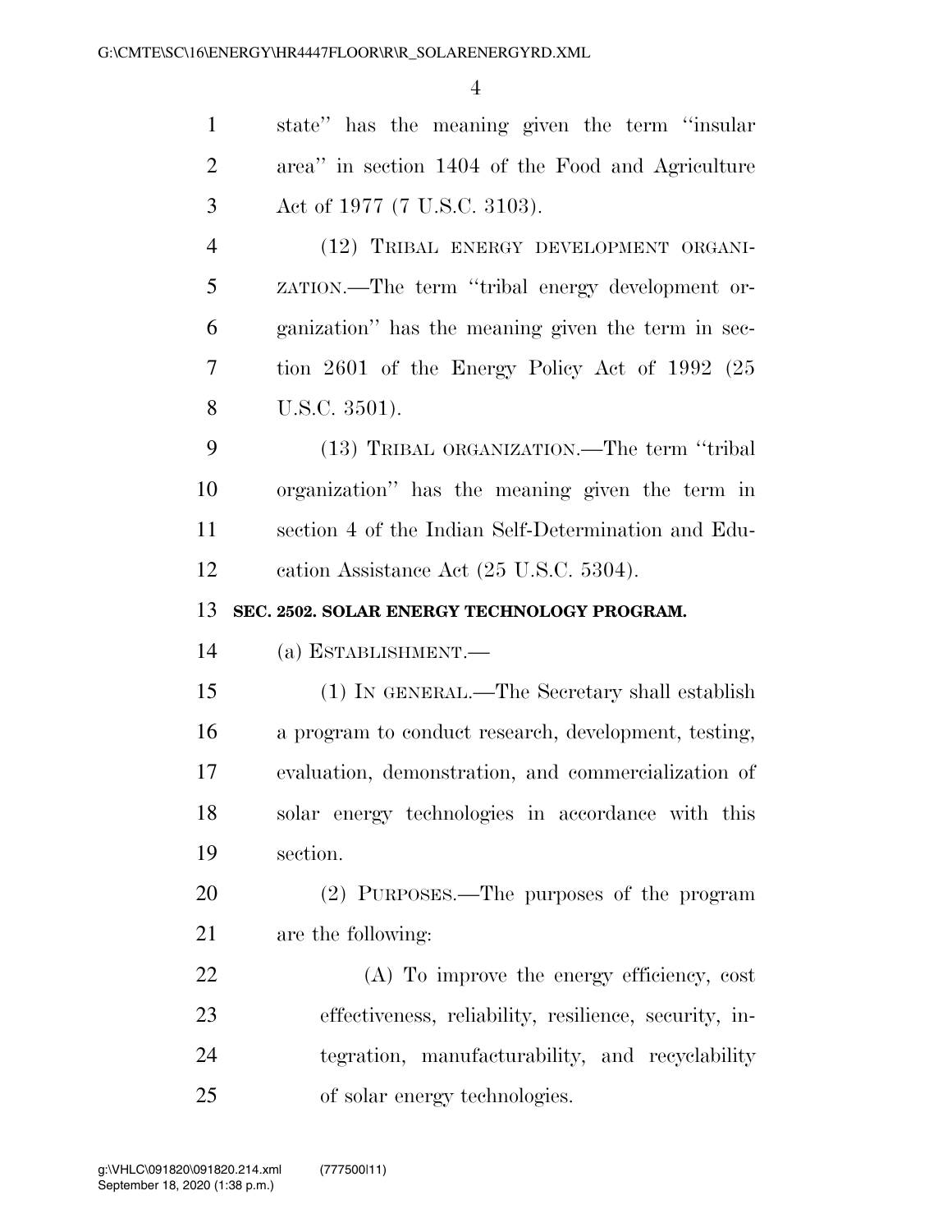state" has the meaning given the term "insular area" in section 1404 of the Food and Agriculture Act of 1977 (7 U.S.C. 3103).

(12) TRIBAL ENERGY DEVELOPMENT ORGANIZATION.—The term "tribal energy development organization" has the meaning given the term in section 2601 of the Energy Policy Act of 1992 (25 U.S.C. 3501).

(13) TRIBAL ORGANIZATION.—The term "tribal organization" has the meaning given the term in section 4 of the Indian Self-Determination and Education Assistance Act (25 U.S.C. 5304).

**SEC. 2502. SOLAR ENERGY TECHNOLOGY PROGRAM.**

(a) ESTABLISHMENT.—

(1) IN GENERAL.—The Secretary shall establish a program to conduct research, development, testing, evaluation, demonstration, and commercialization of solar energy technologies in accordance with this section.

(2) PURPOSES.—The purposes of the program are the following:

(A) To improve the energy efficiency, cost effectiveness, reliability, resilience, security, integration, manufacturability, and recyclability of solar energy technologies.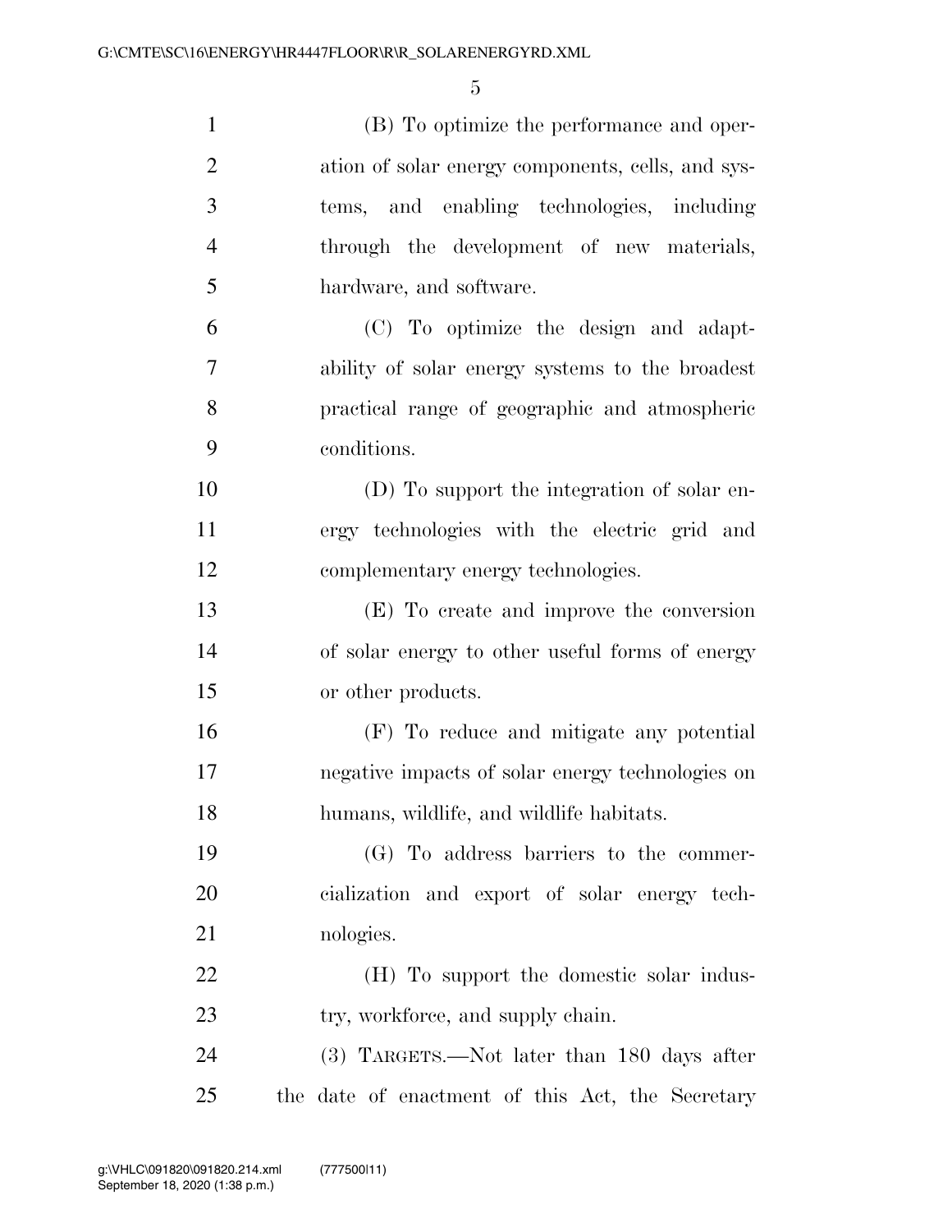(B) To optimize the performance and operation of solar energy components, cells, and systems, and enabling technologies, including through the development of new materials, hardware, and software.

(C) To optimize the design and adaptability of solar energy systems to the broadest practical range of geographic and atmospheric conditions.

(D) To support the integration of solar energy technologies with the electric grid and complementary energy technologies.

(E) To create and improve the conversion of solar energy to other useful forms of energy or other products.

(F) To reduce and mitigate any potential negative impacts of solar energy technologies on humans, wildlife, and wildlife habitats.

(G) To address barriers to the commercialization and export of solar energy technologies.

(H) To support the domestic solar industry, workforce, and supply chain.

(3) TARGETS.—Not later than 180 days after the date of enactment of this Act, the Secretary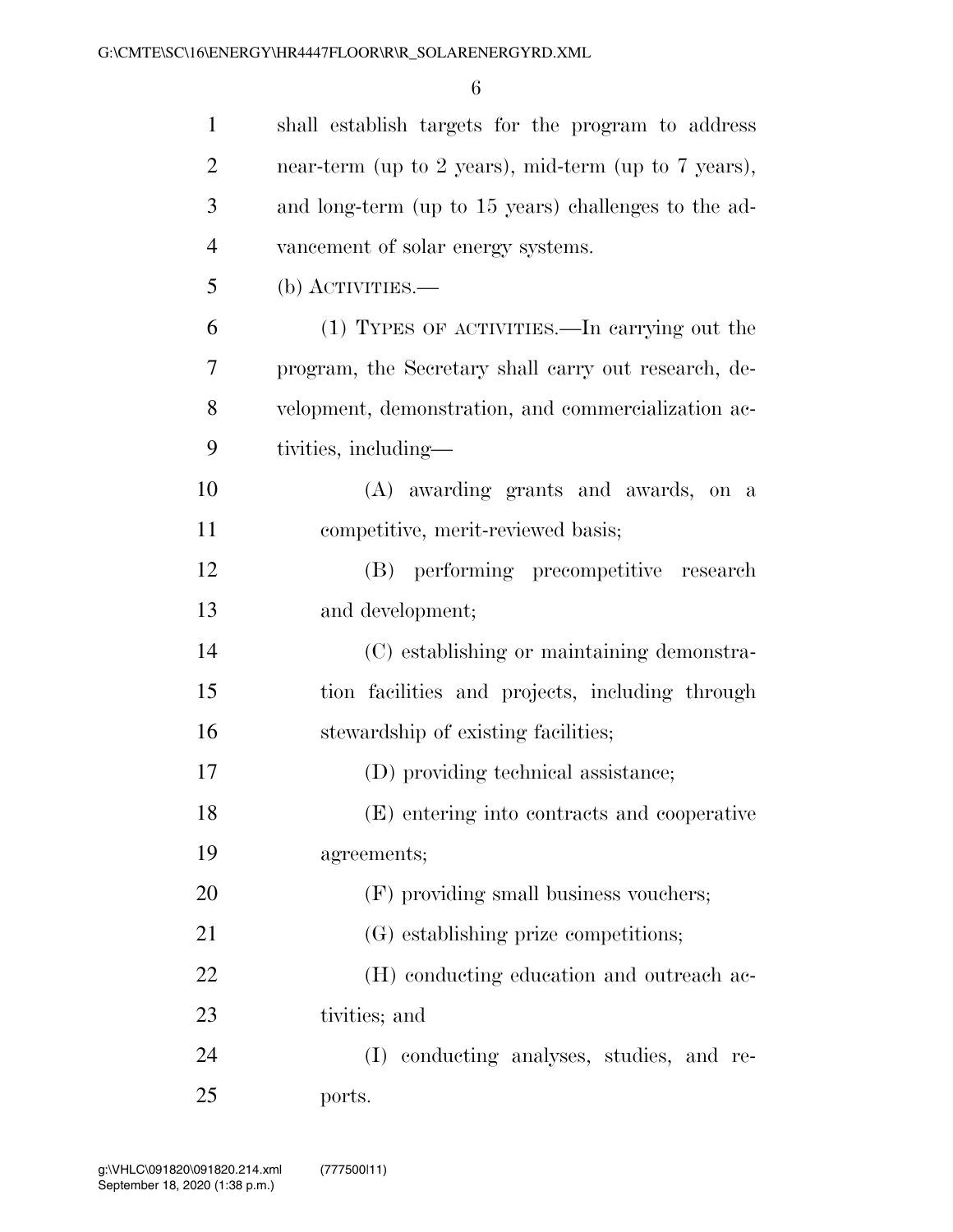shall establish targets for the program to address near-term (up to 2 years), mid-term (up to 7 years), and long-term (up to 15 years) challenges to the advancement of solar energy systems.

(b) ACTIVITIES.—

(1) TYPES OF ACTIVITIES.—In carrying out the program, the Secretary shall carry out research, development, demonstration, and commercialization activities, including—

(A) awarding grants and awards, on a competitive, merit-reviewed basis;

(B) performing precompetitive research and development;

(C) establishing or maintaining demonstration facilities and projects, including through stewardship of existing facilities;

(D) providing technical assistance;

(E) entering into contracts and cooperative agreements;

(F) providing small business vouchers;

(G) establishing prize competitions;

(H) conducting education and outreach activities; and

(I) conducting analyses, studies, and reports.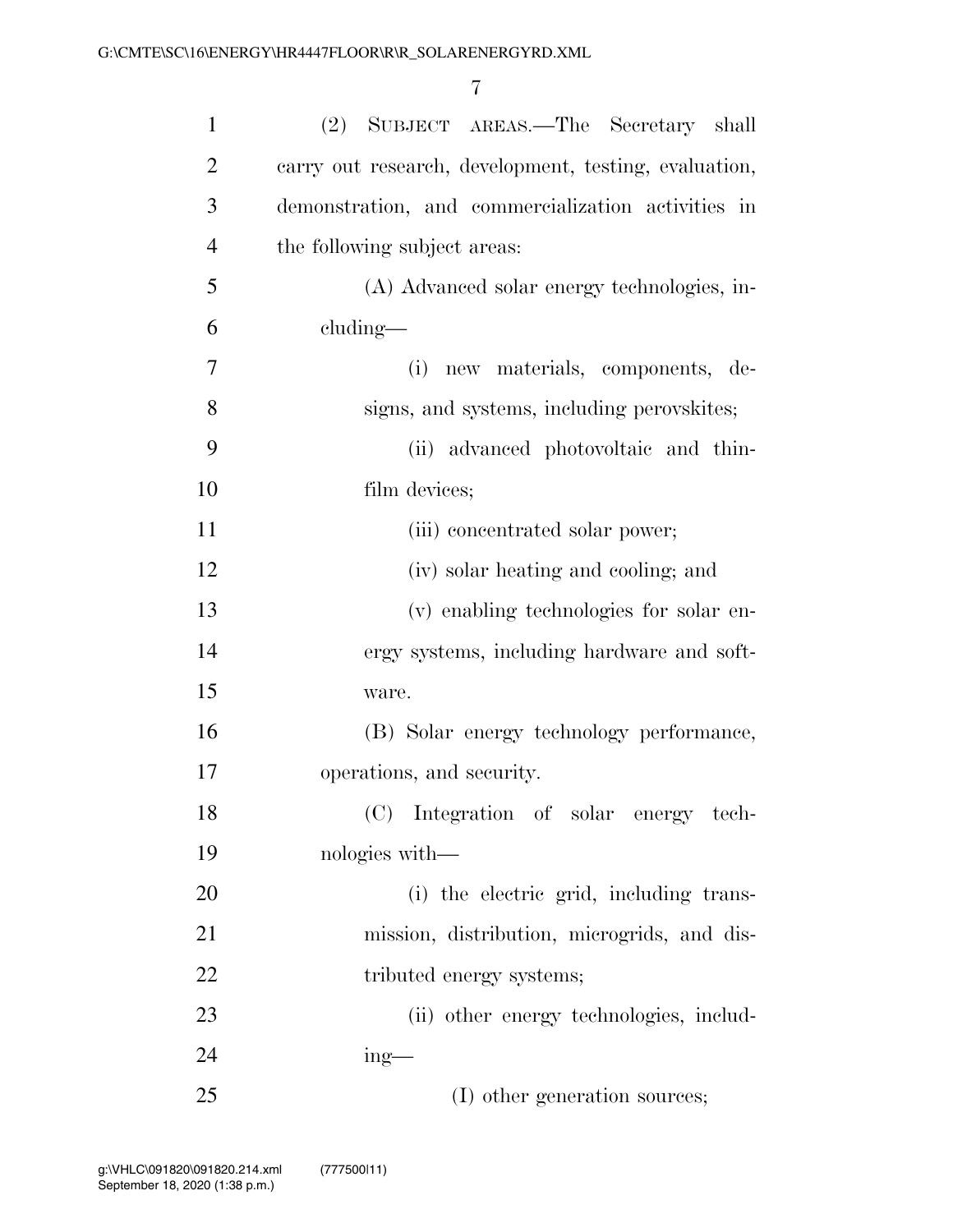(2) SUBJECT AREAS.—The Secretary shall carry out research, development, testing, evaluation, demonstration, and commercialization activities in the following subject areas:

(A) Advanced solar energy technologies, including—

(i) new materials, components, designs, and systems, including perovskites;

(ii) advanced photovoltaic and thin-film devices;

(iii) concentrated solar power;

(iv) solar heating and cooling; and

(v) enabling technologies for solar energy systems, including hardware and software.

(B) Solar energy technology performance, operations, and security.

(C) Integration of solar energy technologies with—

(i) the electric grid, including transmission, distribution, microgrids, and distributed energy systems;

(ii) other energy technologies, including—

(I) other generation sources;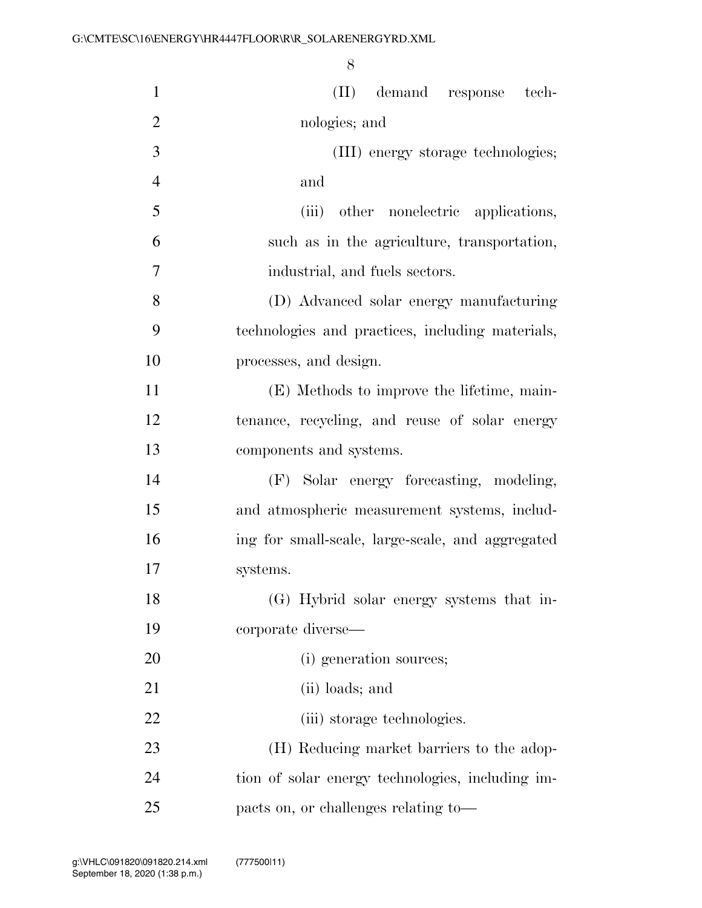(II) demand response technologies; and

(III) energy storage technologies; and

(iii) other nonelectric applications, such as in the agriculture, transportation, industrial, and fuels sectors.

(D) Advanced solar energy manufacturing technologies and practices, including materials, processes, and design.

(E) Methods to improve the lifetime, maintenance, recycling, and reuse of solar energy components and systems.

(F) Solar energy forecasting, modeling, and atmospheric measurement systems, including for small-scale, large-scale, and aggregated systems.

(G) Hybrid solar energy systems that incorporate diverse—

(i) generation sources;

(ii) loads; and

(iii) storage technologies.

(H) Reducing market barriers to the adoption of solar energy technologies, including impacts on, or challenges relating to—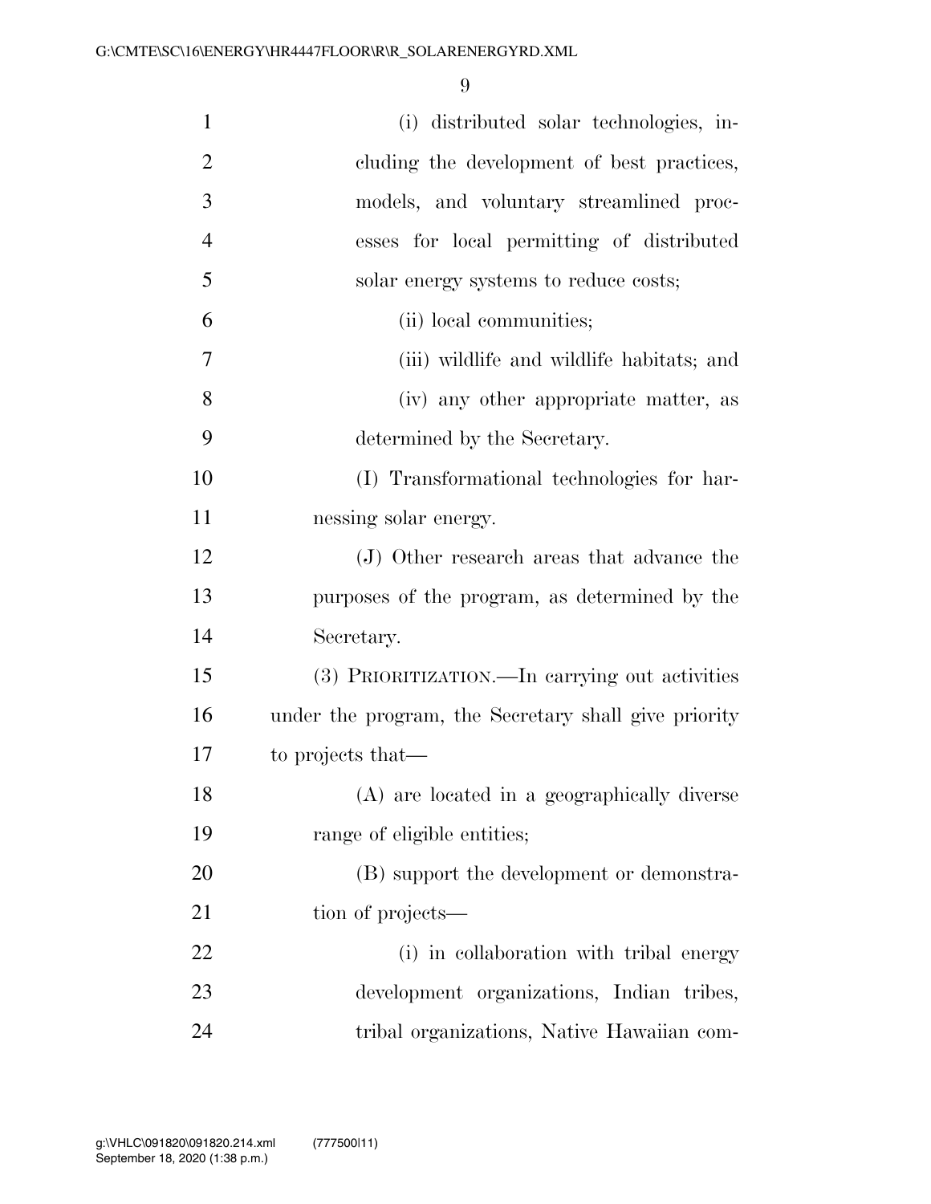(i) distributed solar technologies, including the development of best practices, models, and voluntary streamlined processes for local permitting of distributed solar energy systems to reduce costs;

(ii) local communities;

(iii) wildlife and wildlife habitats; and

(iv) any other appropriate matter, as determined by the Secretary.

(I) Transformational technologies for harnessing solar energy.

(J) Other research areas that advance the purposes of the program, as determined by the Secretary.

(3) PRIORITIZATION.—In carrying out activities under the program, the Secretary shall give priority to projects that—

(A) are located in a geographically diverse range of eligible entities;

(B) support the development or demonstration of projects—

(i) in collaboration with tribal energy development organizations, Indian tribes, tribal organizations, Native Hawaiian com-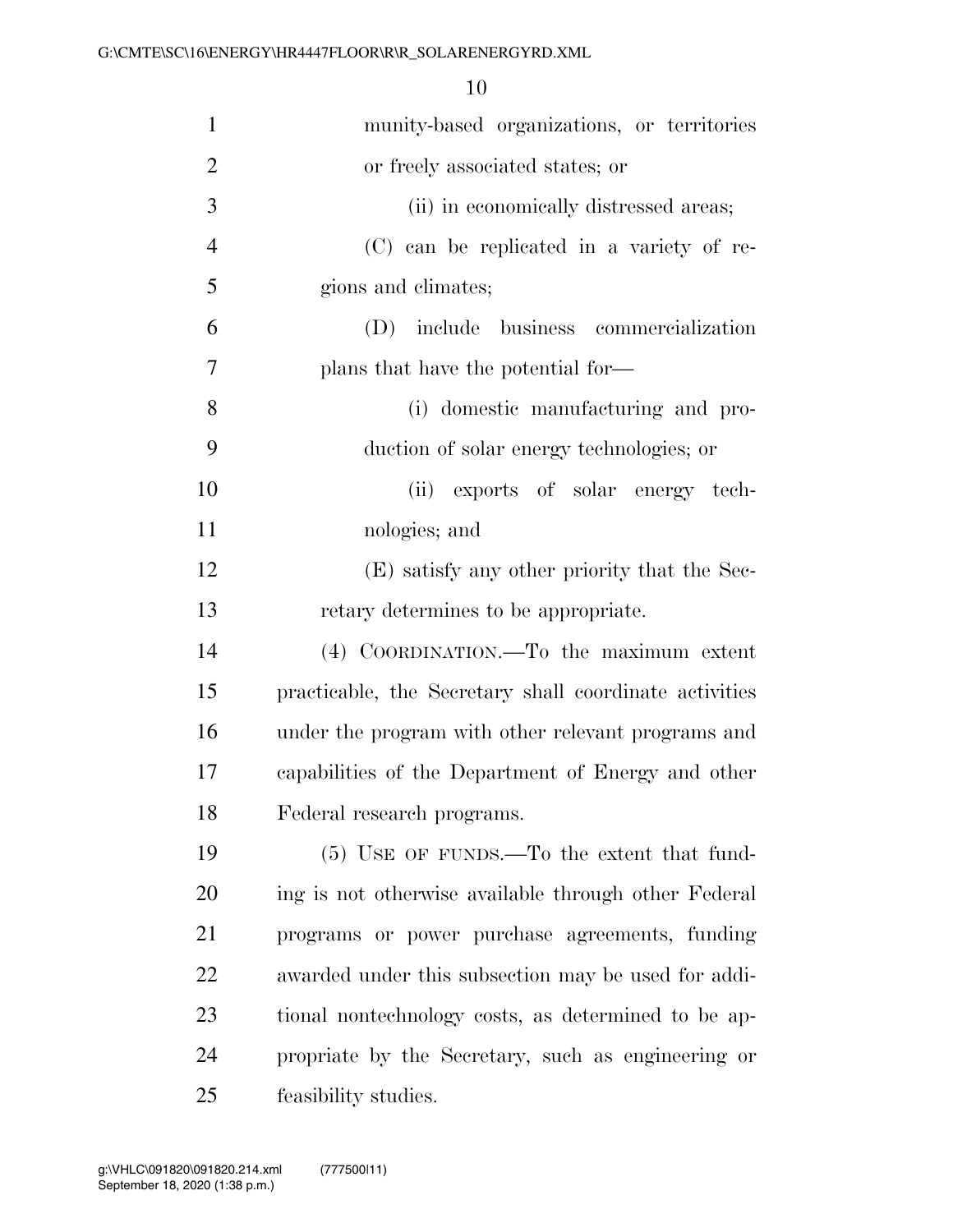munity-based organizations, or territories or freely associated states; or

(ii) in economically distressed areas;

(C) can be replicated in a variety of regions and climates;

(D) include business commercialization plans that have the potential for—

(i) domestic manufacturing and production of solar energy technologies; or

(ii) exports of solar energy technologies; and

(E) satisfy any other priority that the Secretary determines to be appropriate.

(4) COORDINATION.—To the maximum extent practicable, the Secretary shall coordinate activities under the program with other relevant programs and capabilities of the Department of Energy and other Federal research programs.

(5) USE OF FUNDS.—To the extent that funding is not otherwise available through other Federal programs or power purchase agreements, funding awarded under this subsection may be used for additional nontechnology costs, as determined to be appropriate by the Secretary, such as engineering or feasibility studies.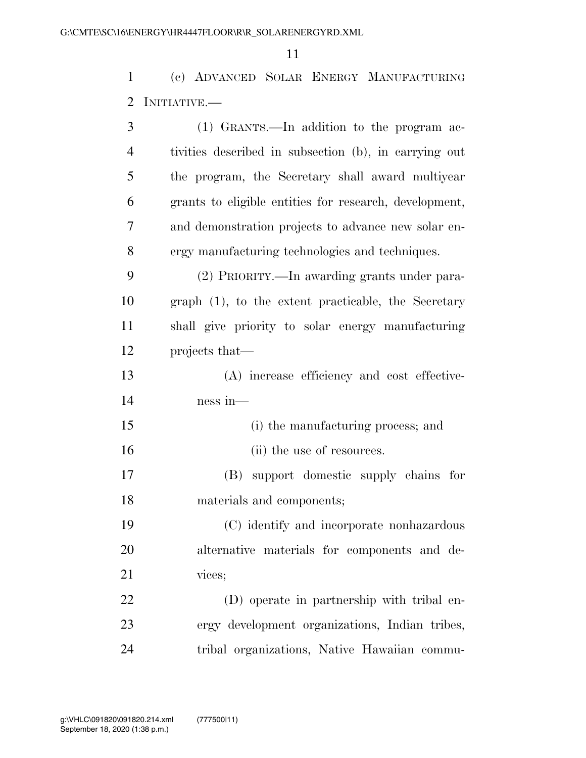(c) ADVANCED SOLAR ENERGY MANUFACTURING INITIATIVE.—

(1) GRANTS.—In addition to the program activities described in subsection (b), in carrying out the program, the Secretary shall award multiyear grants to eligible entities for research, development, and demonstration projects to advance new solar energy manufacturing technologies and techniques.

(2) PRIORITY.—In awarding grants under paragraph (1), to the extent practicable, the Secretary shall give priority to solar energy manufacturing projects that—

(A) increase efficiency and cost effectiveness in—

(i) the manufacturing process; and

(ii) the use of resources.

(B) support domestic supply chains for materials and components;

(C) identify and incorporate nonhazardous alternative materials for components and devices;

(D) operate in partnership with tribal energy development organizations, Indian tribes, tribal organizations, Native Hawaiian commu-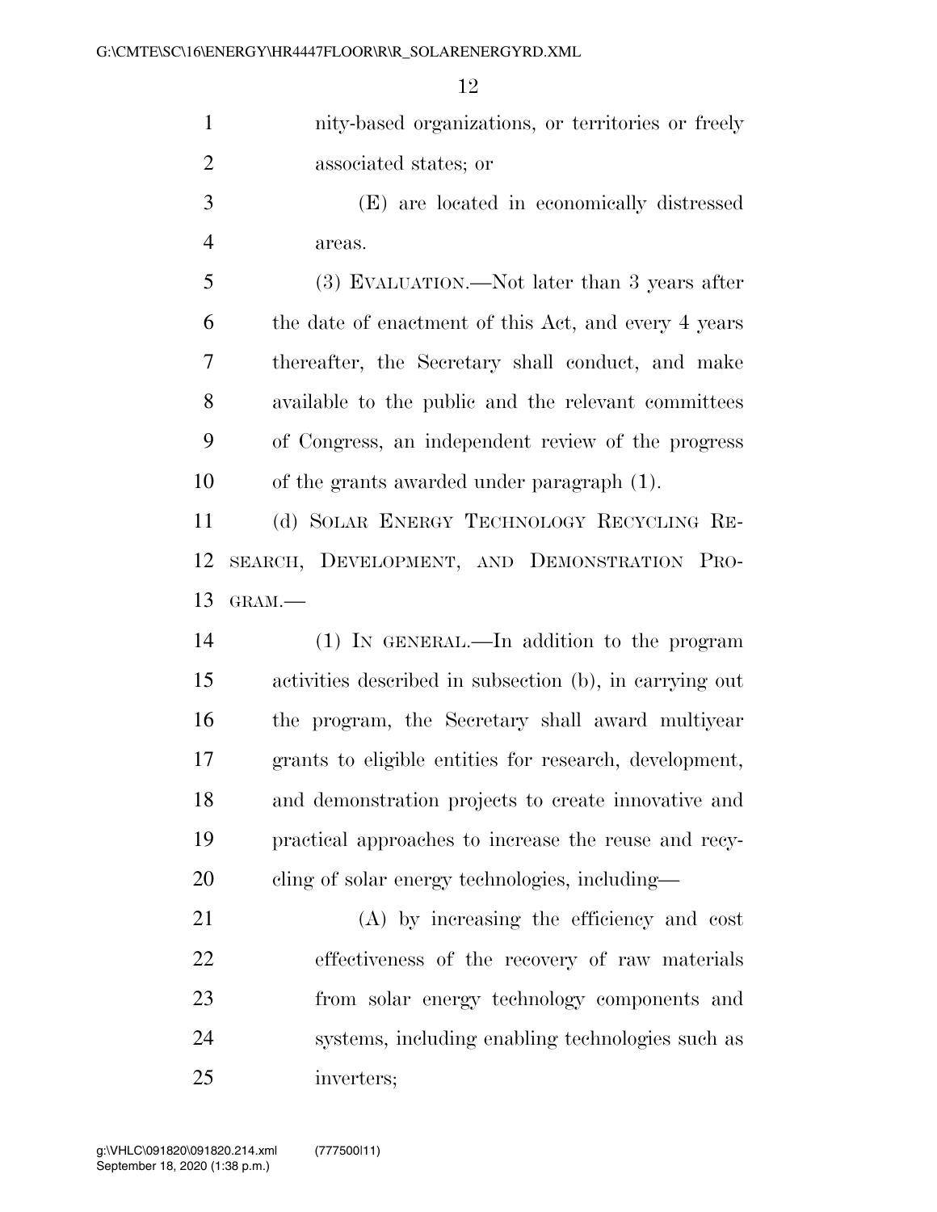nity-based organizations, or territories or freely associated states; or

(E) are located in economically distressed areas.

(3) EVALUATION.—Not later than 3 years after the date of enactment of this Act, and every 4 years thereafter, the Secretary shall conduct, and make available to the public and the relevant committees of Congress, an independent review of the progress of the grants awarded under paragraph (1).

(d) SOLAR ENERGY TECHNOLOGY RECYCLING RESEARCH, DEVELOPMENT, AND DEMONSTRATION PROGRAM.—

(1) IN GENERAL.—In addition to the program activities described in subsection (b), in carrying out the program, the Secretary shall award multiyear grants to eligible entities for research, development, and demonstration projects to create innovative and practical approaches to increase the reuse and recycling of solar energy technologies, including—

(A) by increasing the efficiency and cost effectiveness of the recovery of raw materials from solar energy technology components and systems, including enabling technologies such as inverters;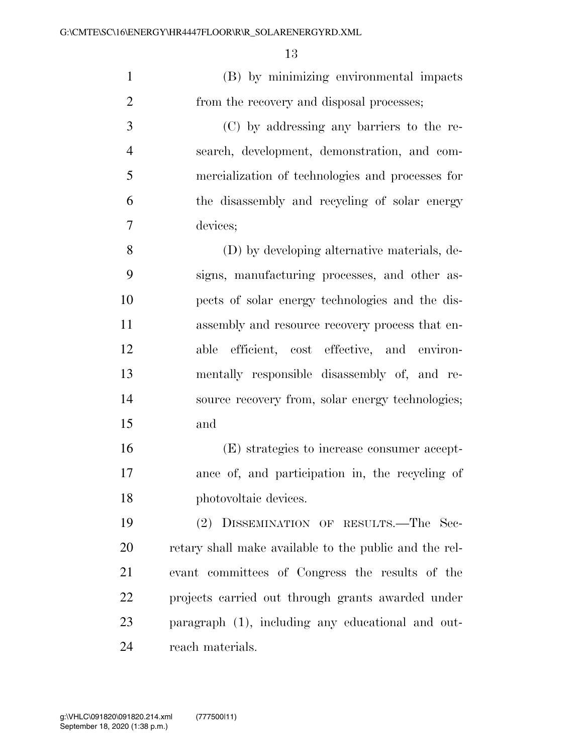(B) by minimizing environmental impacts from the recovery and disposal processes;

(C) by addressing any barriers to the research, development, demonstration, and commercialization of technologies and processes for the disassembly and recycling of solar energy devices;

(D) by developing alternative materials, designs, manufacturing processes, and other aspects of solar energy technologies and the disassembly and resource recovery process that enable efficient, cost effective, and environmentally responsible disassembly of, and resource recovery from, solar energy technologies; and

(E) strategies to increase consumer acceptance of, and participation in, the recycling of photovoltaic devices.

(2) DISSEMINATION OF RESULTS.—The Secretary shall make available to the public and the relevant committees of Congress the results of the projects carried out through grants awarded under paragraph (1), including any educational and outreach materials.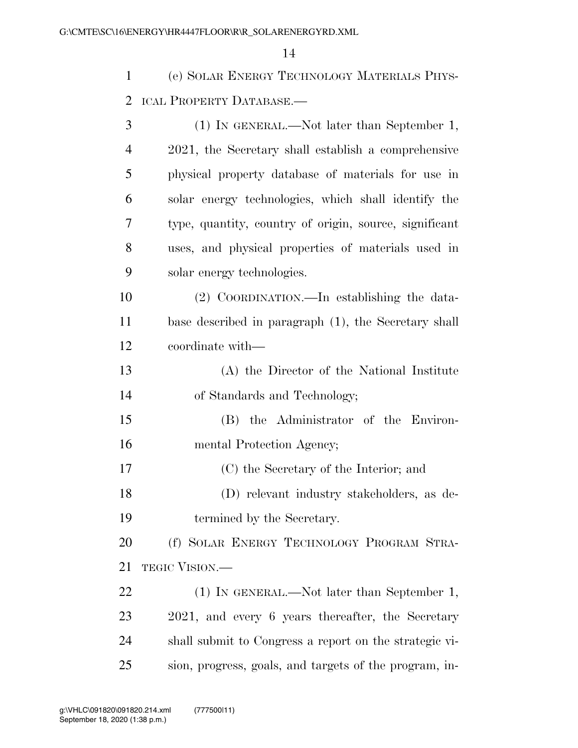(e) SOLAR ENERGY TECHNOLOGY MATERIALS PHYSICAL PROPERTY DATABASE.—

(1) IN GENERAL.—Not later than September 1, 2021, the Secretary shall establish a comprehensive physical property database of materials for use in solar energy technologies, which shall identify the type, quantity, country of origin, source, significant uses, and physical properties of materials used in solar energy technologies.

(2) COORDINATION.—In establishing the database described in paragraph (1), the Secretary shall coordinate with—

(A) the Director of the National Institute of Standards and Technology;

(B) the Administrator of the Environmental Protection Agency;

(C) the Secretary of the Interior; and

(D) relevant industry stakeholders, as determined by the Secretary.

(f) SOLAR ENERGY TECHNOLOGY PROGRAM STRATEGIC VISION.—

(1) IN GENERAL.—Not later than September 1, 2021, and every 6 years thereafter, the Secretary shall submit to Congress a report on the strategic vision, progress, goals, and targets of the program, in-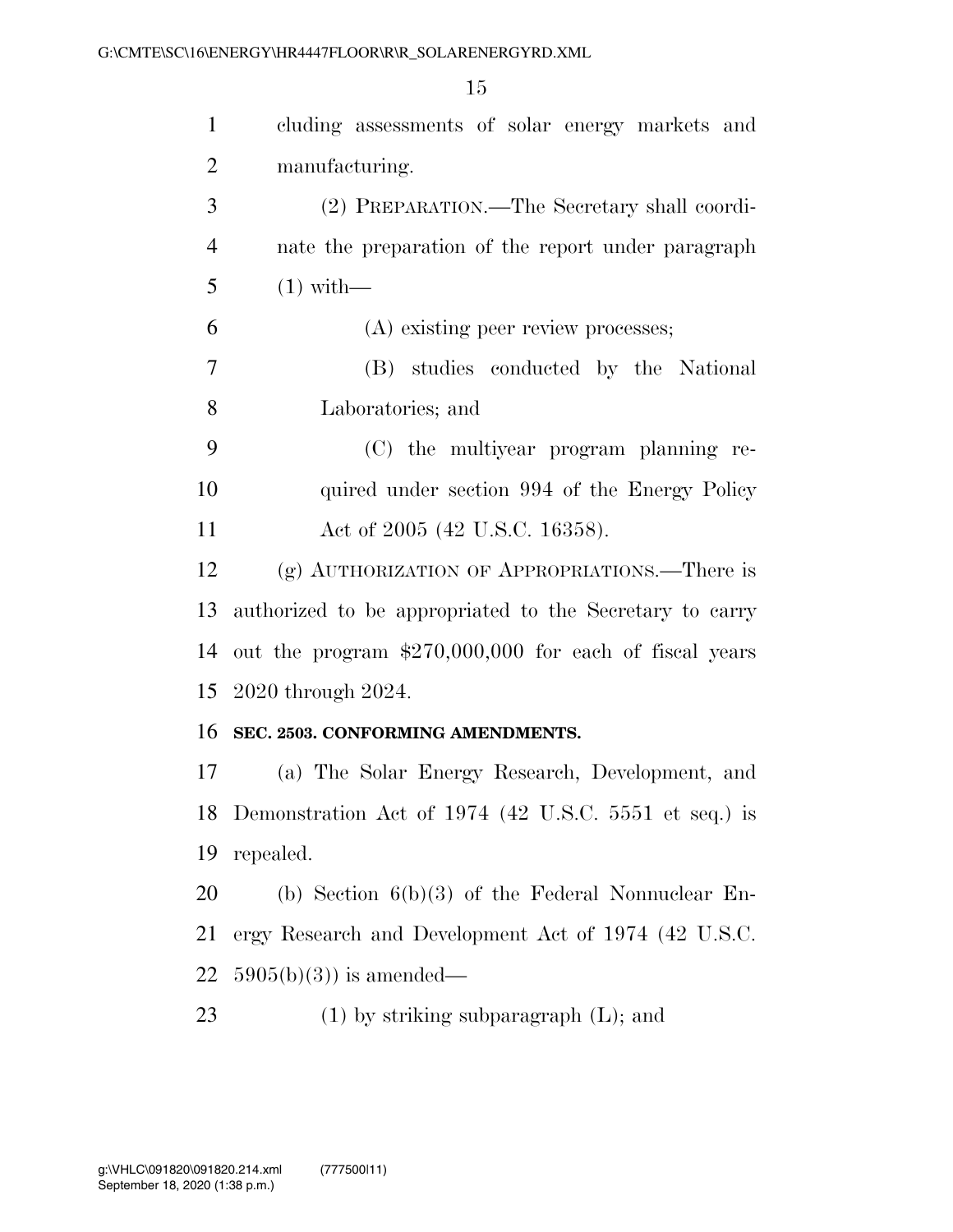cluding assessments of solar energy markets and manufacturing.

(2) PREPARATION.—The Secretary shall coordinate the preparation of the report under paragraph (1) with—

(A) existing peer review processes;

(B) studies conducted by the National Laboratories; and

(C) the multiyear program planning required under section 994 of the Energy Policy Act of 2005 (42 U.S.C. 16358).

(g) AUTHORIZATION OF APPROPRIATIONS.—There is authorized to be appropriated to the Secretary to carry out the program $270,000,000 for each of fiscal years 2020 through 2024.

**SEC. 2503. CONFORMING AMENDMENTS.**

(a) The Solar Energy Research, Development, and Demonstration Act of 1974 (42 U.S.C. 5551 et seq.) is repealed.

(b) Section 6(b)(3) of the Federal Nonnuclear Energy Research and Development Act of 1974 (42 U.S.C. 5905(b)(3)) is amended—

(1) by striking subparagraph (L); and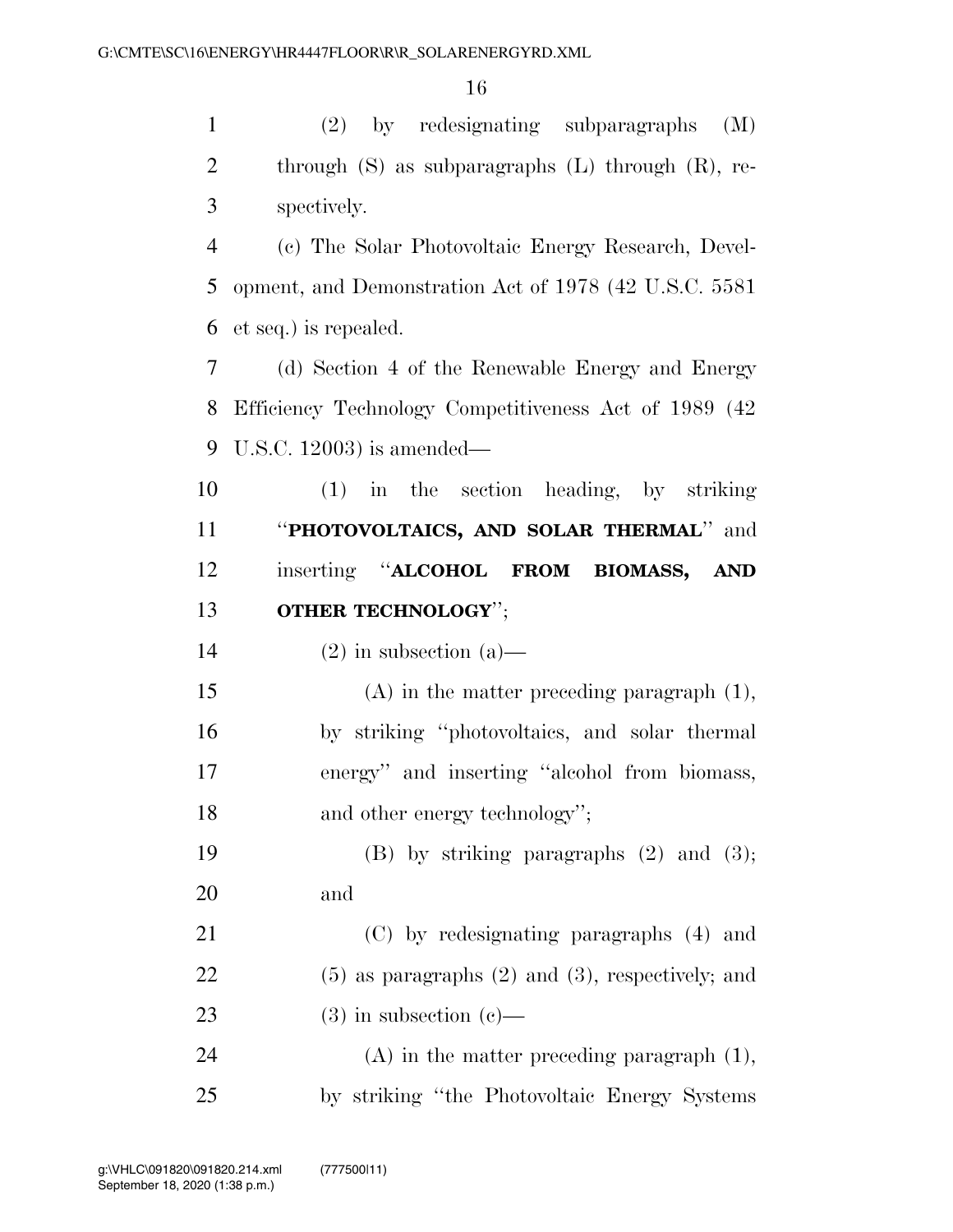(2) by redesignating subparagraphs (M) through (S) as subparagraphs (L) through (R), respectively.

(c) The Solar Photovoltaic Energy Research, Development, and Demonstration Act of 1978 (42 U.S.C. 5581 et seq.) is repealed.

(d) Section 4 of the Renewable Energy and Energy Efficiency Technology Competitiveness Act of 1989 (42 U.S.C. 12003) is amended—

(1) in the section heading, by striking "**PHOTOVOLTAICS, AND SOLAR THERMAL**" and inserting "**ALCOHOL FROM BIOMASS, AND OTHER TECHNOLOGY**";

(2) in subsection (a)—

(A) in the matter preceding paragraph (1), by striking "photovoltaics, and solar thermal energy" and inserting "alcohol from biomass, and other energy technology";

(B) by striking paragraphs (2) and (3); and

(C) by redesignating paragraphs (4) and (5) as paragraphs (2) and (3), respectively; and

(3) in subsection (c)—

(A) in the matter preceding paragraph (1), by striking "the Photovoltaic Energy Systems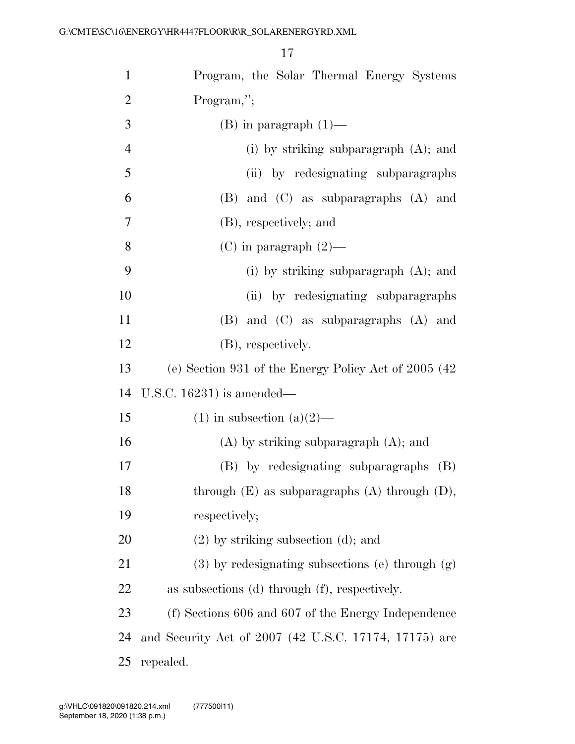Program, the Solar Thermal Energy Systems Program,";

(B) in paragraph (1)—

(i) by striking subparagraph (A); and

(ii) by redesignating subparagraphs (B) and (C) as subparagraphs (A) and (B), respectively; and

(C) in paragraph (2)—

(i) by striking subparagraph (A); and

(ii) by redesignating subparagraphs (B) and (C) as subparagraphs (A) and (B), respectively.

(e) Section 931 of the Energy Policy Act of 2005 (42 U.S.C. 16231) is amended—

(1) in subsection (a)(2)—

(A) by striking subparagraph (A); and

(B) by redesignating subparagraphs (B) through (E) as subparagraphs (A) through (D), respectively;

(2) by striking subsection (d); and

(3) by redesignating subsections (e) through (g) as subsections (d) through (f), respectively.

(f) Sections 606 and 607 of the Energy Independence and Security Act of 2007 (42 U.S.C. 17174, 17175) are repealed.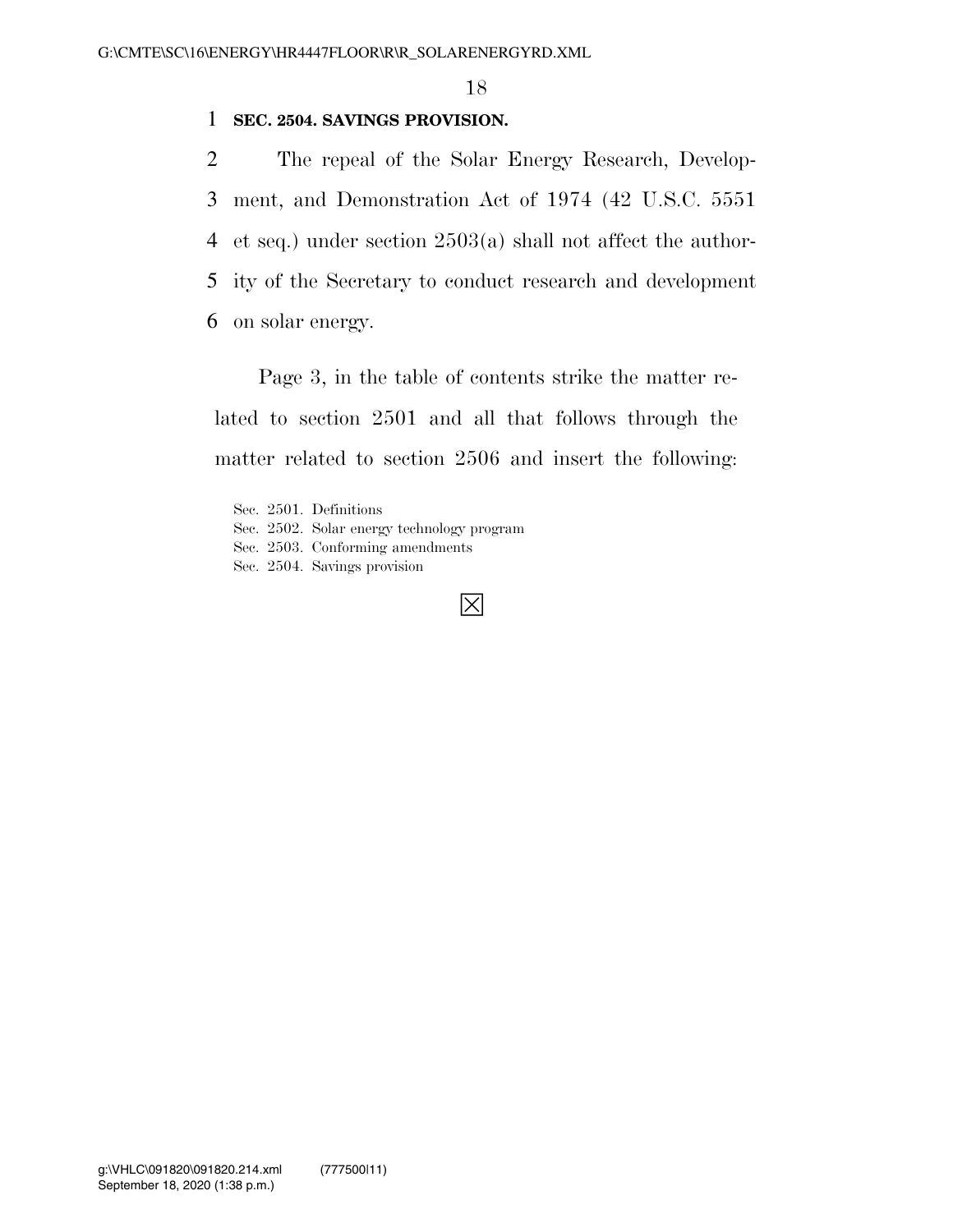**SEC. 2504. SAVINGS PROVISION.**

The repeal of the Solar Energy Research, Development, and Demonstration Act of 1974 (42 U.S.C. 5551 et seq.) under section 2503(a) shall not affect the authority of the Secretary to conduct research and development on solar energy.

Page 3, in the table of contents strike the matter related to section 2501 and all that follows through the matter related to section 2506 and insert the following:

Sec. 2501. Definitions
Sec. 2502. Solar energy technology program
Sec. 2503. Conforming amendments
Sec. 2504. Savings provision